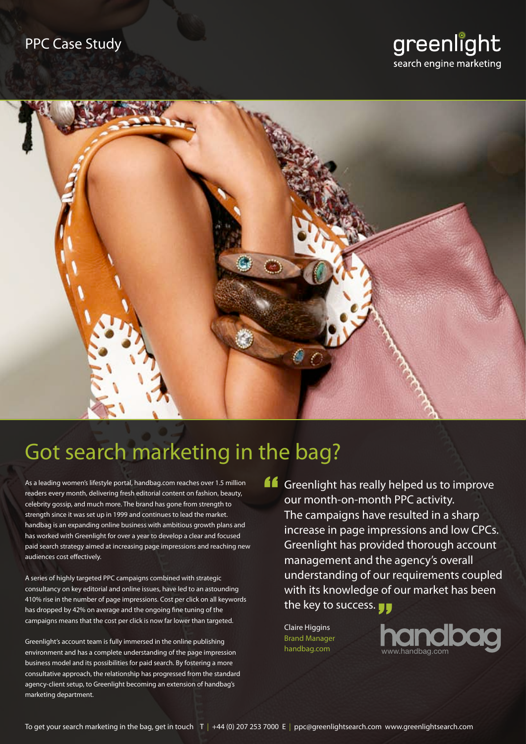PPC Case Study

greenlight
search engine marketing

# Got search marketing in the bag?

As a leading women's lifestyle portal, handbag.com reaches over 1.5 million readers every month, delivering fresh editorial content on fashion, beauty, celebrity gossip, and much more. The brand has gone from strength to strength since it was set up in 1999 and continues to lead the market. handbag is an expanding online business with ambitious growth plans and has worked with Greenlight for over a year to develop a clear and focused paid search strategy aimed at increasing page impressions and reaching new audiences cost effectively.

A series of highly targeted PPC campaigns combined with strategic consultancy on key editorial and online issues, have led to an astounding 410% rise in the number of page impressions. Cost per click on all keywords has dropped by 42% on average and the ongoing fine tuning of the campaigns means that the cost per click is now far lower than targeted.

Greenlight's account team is fully immersed in the online publishing environment and has a complete understanding of the page impression business model and its possibilities for paid search. By fostering a more consultative approach, the relationship has progressed from the standard agency-client setup, to Greenlight becoming an extension of handbag's marketing department.

> "Greenlight has really helped us to improve our month-on-month PPC activity. The campaigns have resulted in a sharp increase in page impressions and low CPCs. Greenlight has provided thorough account management and the agency's overall understanding of our requirements coupled with its knowledge of our market has been the key to success."

Claire Higgins
Brand Manager
handbag.com

handbag
www.handbag.com

To get your search marketing in the bag, get in touch T | +44 (0) 207 253 7000 E | ppc@greenlightsearch.com www.greenlightsearch.com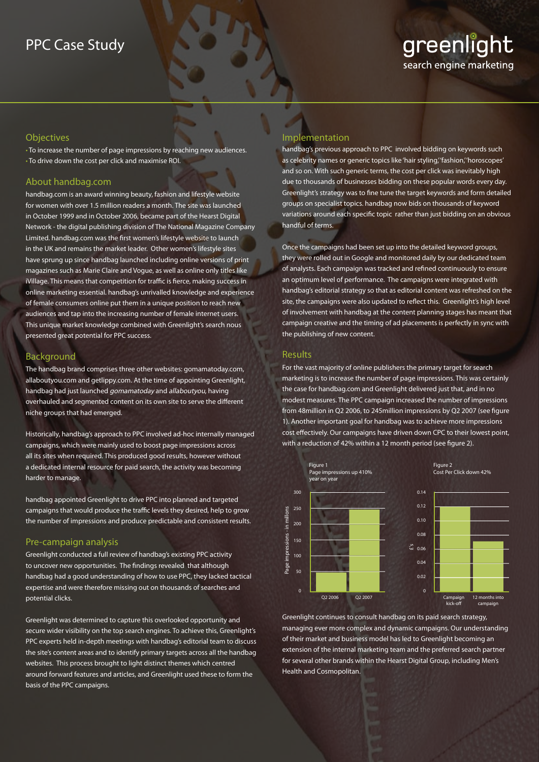# PPC Case Study

greenlight
search engine marketing

## Objectives

- To increase the number of page impressions by reaching new audiences.
- To drive down the cost per click and maximise ROI.

## About handbag.com

handbag.com is an award winning beauty, fashion and lifestyle website for women with over 1.5 million readers a month. The site was launched in October 1999 and in October 2006, became part of the Hearst Digital Network - the digital publishing division of The National Magazine Company Limited. handbag.com was the first women's lifestyle website to launch in the UK and remains the market leader. Other women's lifestyle sites have sprung up since handbag launched including online versions of print magazines such as Marie Claire and Vogue, as well as online only titles like iVillage. This means that competition for traffic is fierce, making success in online marketing essential. handbag's unrivalled knowledge and experience of female consumers online put them in a unique position to reach new audiences and tap into the increasing number of female internet users. This unique market knowledge combined with Greenlight's search nous presented great potential for PPC success.

## Background

The handbag brand comprises three other websites: gomamatoday.com, allaboutyou.com and getlippy.com. At the time of appointing Greenlight, handbag had just launched *gomamatoday* and *allaboutyou*, having overhauled and segmented content on its own site to serve the different niche groups that had emerged.

Historically, handbag's approach to PPC involved ad-hoc internally managed campaigns, which were mainly used to boost page impressions across all its sites when required. This produced good results, however without a dedicated internal resource for paid search, the activity was becoming harder to manage.

handbag appointed Greenlight to drive PPC into planned and targeted campaigns that would produce the traffic levels they desired, help to grow the number of impressions and produce predictable and consistent results.

## Pre-campaign analysis

Greenlight conducted a full review of handbag's existing PPC activity to uncover new opportunities. The findings revealed that although handbag had a good understanding of how to use PPC, they lacked tactical expertise and were therefore missing out on thousands of searches and potential clicks.

Greenlight was determined to capture this overlooked opportunity and secure wider visibility on the top search engines. To achieve this, Greenlight's PPC experts held in-depth meetings with handbag's editorial team to discuss the site's content areas and to identify primary targets across all the handbag websites. This process brought to light distinct themes which centred around forward features and articles, and Greenlight used these to form the basis of the PPC campaigns.

## Implementation

handbag's previous approach to PPC involved bidding on keywords such as celebrity names or generic topics like 'hair styling,' 'fashion,' 'horoscopes' and so on. With such generic terms, the cost per click was inevitably high due to thousands of businesses bidding on these popular words every day. Greenlight's strategy was to fine tune the target keywords and form detailed groups on specialist topics. handbag now bids on thousands of keyword variations around each specific topic rather than just bidding on an obvious handful of terms.

Once the campaigns had been set up into the detailed keyword groups, they were rolled out in Google and monitored daily by our dedicated team of analysts. Each campaign was tracked and refined continuously to ensure an optimum level of performance. The campaigns were integrated with handbag's editorial strategy so that as editorial content was refreshed on the site, the campaigns were also updated to reflect this. Greenlight's high level of involvement with handbag at the content planning stages has meant that campaign creative and the timing of ad placements is perfectly in sync with the publishing of new content.

## Results

For the vast majority of online publishers the primary target for search marketing is to increase the number of page impressions. This was certainly the case for handbag.com and Greenlight delivered just that, and in no modest measures. The PPC campaign increased the number of impressions from 48million in Q2 2006, to 245million impressions by Q2 2007 (see figure 1). Another important goal for handbag was to achieve more impressions cost effectively. Our campaigns have driven down CPC to their lowest point, with a reduction of 42% within a 12 month period (see figure 2).

Figure 1
Page impressions up 410% year on year

Page impressions - in millions
300
250
200
150
100
50
0
Q2 2006
Q2 2007

Figure 2
Cost Per Click down 42%

£'s
0.14
0.12
0.10
0.08
0.06
0.04
0.02
0
Campaign kick-off
12 months into campaign

Greenlight continues to consult handbag on its paid search strategy, managing ever more complex and dynamic campaigns. Our understanding of their market and business model has led to Greenlight becoming an extension of the internal marketing team and the preferred search partner for several other brands within the Hearst Digital Group, including Men's Health and Cosmopolitan.